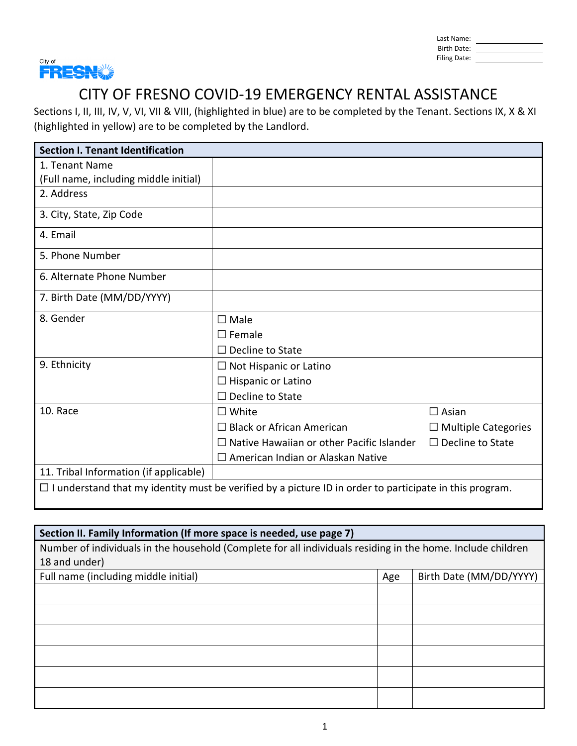Last Name: \_\_\_\_\_\_\_\_\_\_
Birth Date: \_\_\_\_\_\_\_\_\_\_
Filing Date: \_\_\_\_\_\_\_\_\_\_

City of FRESNO

# CITY OF FRESNO COVID-19 EMERGENCY RENTAL ASSISTANCE

Sections I, II, III, IV, V, VI, VII & VIII, (highlighted in blue) are to be completed by the Tenant. Sections IX, X & XI (highlighted in yellow) are to be completed by the Landlord.

| Section I. Tenant Identification | | |
|---|---|---|
| 1. Tenant Name (Full name, including middle initial) | | |
| 2. Address | | |
| 3. City, State, Zip Code | | |
| 4. Email | | |
| 5. Phone Number | | |
| 6. Alternate Phone Number | | |
| 7. Birth Date (MM/DD/YYYY) | | |
| 8. Gender | ☐ Male<br>☐ Female<br>☐ Decline to State | |
| 9. Ethnicity | ☐ Not Hispanic or Latino<br>☐ Hispanic or Latino<br>☐ Decline to State | |
| 10. Race | ☐ White<br>☐ Black or African American<br>☐ Native Hawaiian or other Pacific Islander<br>☐ American Indian or Alaskan Native | ☐ Asian<br>☐ Multiple Categories<br>☐ Decline to State |
| 11. Tribal Information (if applicable) | | |
| ☐ I understand that my identity must be verified by a picture ID in order to participate in this program. | | |

| Section II. Family Information (If more space is needed, use page 7) | | |
|---|---|---|
| Number of individuals in the household (Complete for all individuals residing in the home. Include children 18 and under) | | |
| Full name (including middle initial) | Age | Birth Date (MM/DD/YYYY) |
| | | |
| | | |
| | | |
| | | |
| | | |
| | | |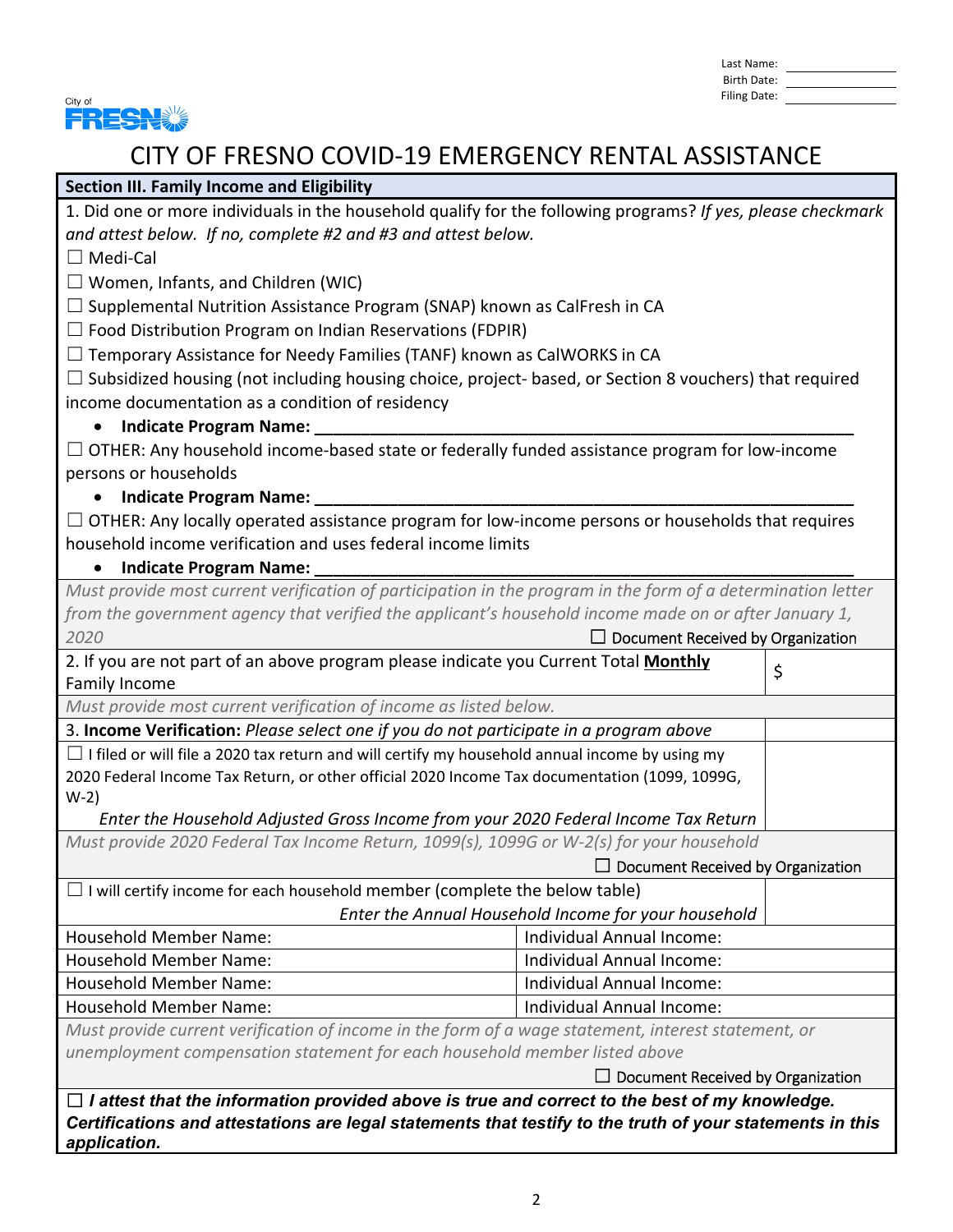Last Name: ____________
Birth Date: ____________
Filing Date: ____________

City of FRESNO

# CITY OF FRESNO COVID-19 EMERGENCY RENTAL ASSISTANCE

## Section III. Family Income and Eligibility

1. Did one or more individuals in the household qualify for the following programs? *If yes, please checkmark and attest below. If no, complete #2 and #3 and attest below.*

☐ Medi-Cal

☐ Women, Infants, and Children (WIC)

☐ Supplemental Nutrition Assistance Program (SNAP) known as CalFresh in CA

☐ Food Distribution Program on Indian Reservations (FDPIR)

☐ Temporary Assistance for Needy Families (TANF) known as CalWORKS in CA

☐ Subsidized housing (not including housing choice, project- based, or Section 8 vouchers) that required income documentation as a condition of residency

- **Indicate Program Name: ______________________________**

☐ OTHER: Any household income-based state or federally funded assistance program for low-income persons or households

- **Indicate Program Name: ______________________________**

☐ OTHER: Any locally operated assistance program for low-income persons or households that requires household income verification and uses federal income limits

- **Indicate Program Name: ______________________________**

*Must provide most current verification of participation in the program in the form of a determination letter from the government agency that verified the applicant's household income made on or after January 1, 2020*

☐ Document Received by Organization

| 2. If you are not part of an above program please indicate you Current Total **Monthly** Family Income | $ |
|---|---|
| *Must provide most current verification of income as listed below.* | |
| 3. **Income Verification:** *Please select one if you do not participate in a program above* | |
| ☐ I filed or will file a 2020 tax return and will certify my household annual income by using my 2020 Federal Income Tax Return, or other official 2020 Income Tax documentation (1099, 1099G, W-2)<br>*Enter the Household Adjusted Gross Income from your 2020 Federal Income Tax Return* | |
| *Must provide 2020 Federal Tax Income Return, 1099(s), 1099G or W-2(s) for your household*<br>☐ Document Received by Organization | |
| ☐ I will certify income for each household member (complete the below table)<br>*Enter the Annual Household Income for your household* | |

| Household Member Name: | Individual Annual Income: |
|---|---|
| Household Member Name: | Individual Annual Income: |
| Household Member Name: | Individual Annual Income: |
| Household Member Name: | Individual Annual Income: |

*Must provide current verification of income in the form of a wage statement, interest statement, or unemployment compensation statement for each household member listed above*

☐ Document Received by Organization

☐ ***I attest that the information provided above is true and correct to the best of my knowledge. Certifications and attestations are legal statements that testify to the truth of your statements in this application.***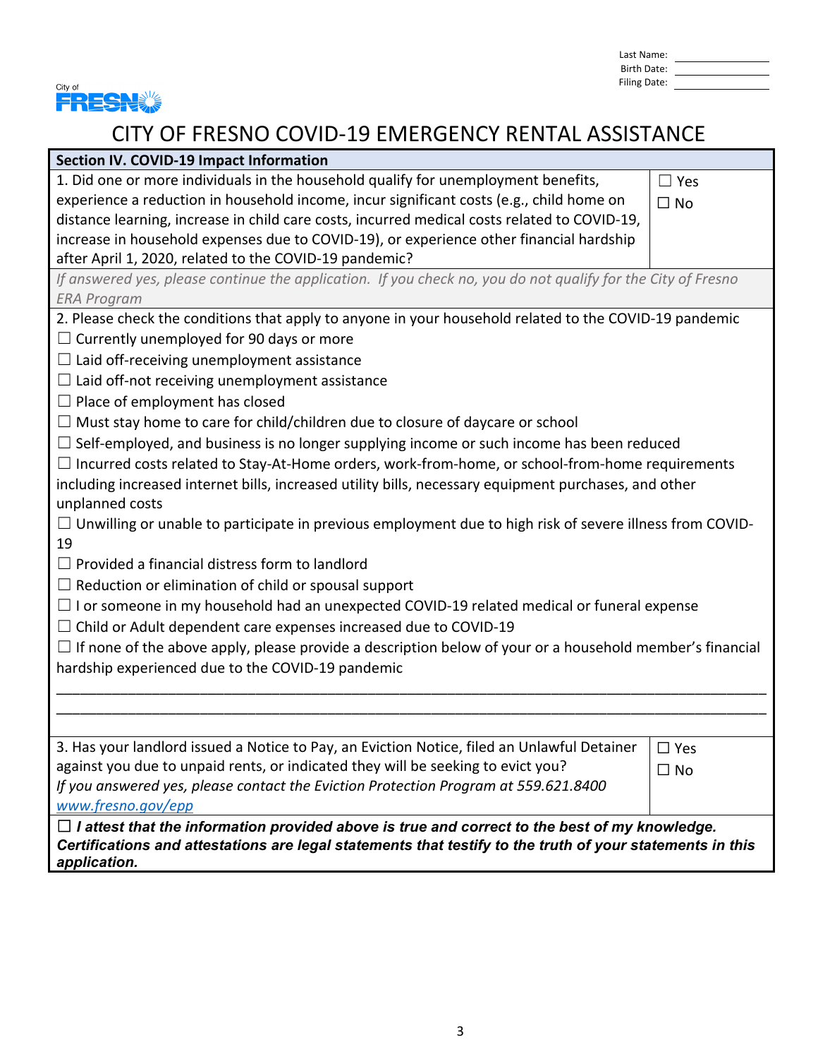Last Name: ____________
Birth Date: ____________
Filing Date: ____________

City of FRESNO

# CITY OF FRESNO COVID-19 EMERGENCY RENTAL ASSISTANCE

## Section IV. COVID-19 Impact Information

| | |
|---|---|
| 1. Did one or more individuals in the household qualify for unemployment benefits, experience a reduction in household income, incur significant costs (e.g., child home on distance learning, increase in child care costs, incurred medical costs related to COVID-19, increase in household expenses due to COVID-19), or experience other financial hardship after April 1, 2020, related to the COVID-19 pandemic? | ☐ Yes ☐ No |

*If answered yes, please continue the application. If you check no, you do not qualify for the City of Fresno ERA Program*

2. Please check the conditions that apply to anyone in your household related to the COVID-19 pandemic

☐ Currently unemployed for 90 days or more
☐ Laid off-receiving unemployment assistance
☐ Laid off-not receiving unemployment assistance
☐ Place of employment has closed
☐ Must stay home to care for child/children due to closure of daycare or school
☐ Self-employed, and business is no longer supplying income or such income has been reduced
☐ Incurred costs related to Stay-At-Home orders, work-from-home, or school-from-home requirements including increased internet bills, increased utility bills, necessary equipment purchases, and other unplanned costs
☐ Unwilling or unable to participate in previous employment due to high risk of severe illness from COVID-19
☐ Provided a financial distress form to landlord
☐ Reduction or elimination of child or spousal support
☐ I or someone in my household had an unexpected COVID-19 related medical or funeral expense
☐ Child or Adult dependent care expenses increased due to COVID-19
☐ If none of the above apply, please provide a description below of your or a household member's financial hardship experienced due to the COVID-19 pandemic

________________________________________________________________________________
________________________________________________________________________________

| | |
|---|---|
| 3. Has your landlord issued a Notice to Pay, an Eviction Notice, filed an Unlawful Detainer against you due to unpaid rents, or indicated they will be seeking to evict you? *If you answered yes, please contact the Eviction Protection Program at 559.621.8400 www.fresno.gov/epp* | ☐ Yes ☐ No |

☐ ***I attest that the information provided above is true and correct to the best of my knowledge. Certifications and attestations are legal statements that testify to the truth of your statements in this application.***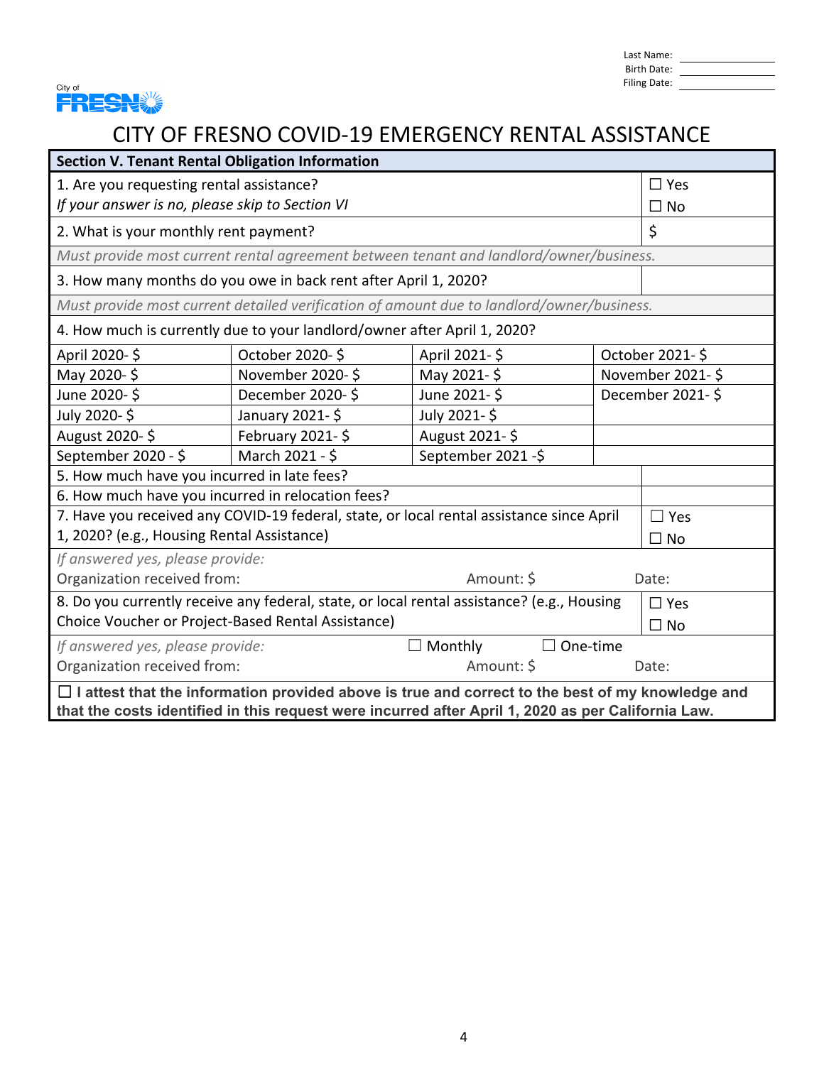Last Name: ____________
Birth Date: ____________
Filing Date: ____________

City of FRESNO

# CITY OF FRESNO COVID-19 EMERGENCY RENTAL ASSISTANCE

## Section V. Tenant Rental Obligation Information

| | |
|---|---|
| 1. Are you requesting rental assistance?<br>*If your answer is no, please skip to Section VI* | ☐ Yes<br>☐ No |
| 2. What is your monthly rent payment? | $ |
| *Must provide most current rental agreement between tenant and landlord/owner/business.* | |
| 3. How many months do you owe in back rent after April 1, 2020? | |
| *Must provide most current detailed verification of amount due to landlord/owner/business.* | |

4. How much is currently due to your landlord/owner after April 1, 2020?

| | | | |
|---|---|---|---|
| April 2020- $ | October 2020- $ | April 2021- $ | October 2021- $ |
| May 2020- $ | November 2020- $ | May 2021- $ | November 2021- $ |
| June 2020- $ | December 2020- $ | June 2021- $ | December 2021- $ |
| July 2020- $ | January 2021- $ | July 2021- $ | |
| August 2020- $ | February 2021- $ | August 2021- $ | |
| September 2020 - $ | March 2021 - $ | September 2021 -$ | |

| | |
|---|---|
| 5. How much have you incurred in late fees? | |
| 6. How much have you incurred in relocation fees? | |
| 7. Have you received any COVID-19 federal, state, or local rental assistance since April 1, 2020? (e.g., Housing Rental Assistance) | ☐ Yes<br>☐ No |

*If answered yes, please provide:*
Organization received from: Amount: $ Date:

| | |
|---|---|
| 8. Do you currently receive any federal, state, or local rental assistance? (e.g., Housing Choice Voucher or Project-Based Rental Assistance) | ☐ Yes<br>☐ No |

*If answered yes, please provide:* ☐ Monthly ☐ One-time
Organization received from: Amount: $ Date:

☐ **I attest that the information provided above is true and correct to the best of my knowledge and that the costs identified in this request were incurred after April 1, 2020 as per California Law.**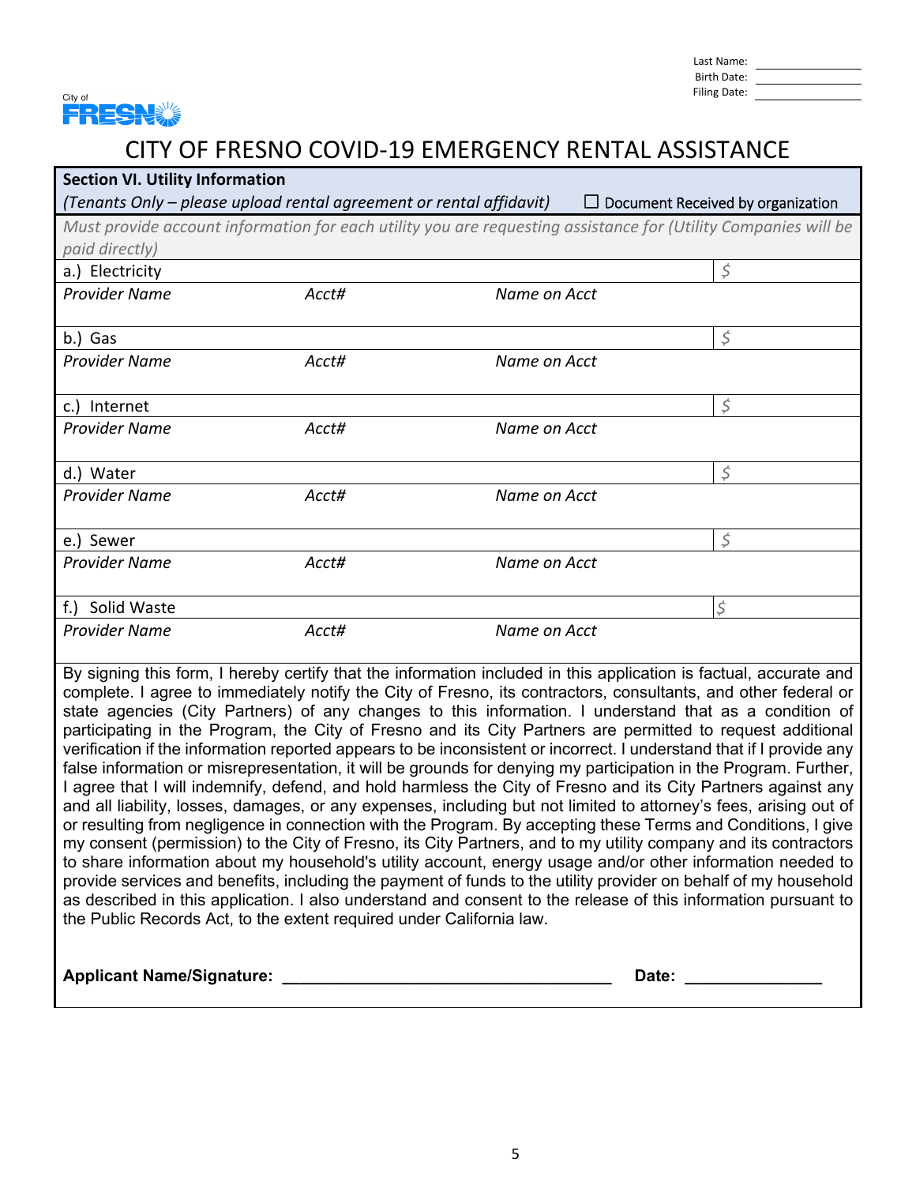Last Name: ___________
Birth Date: ___________
Filing Date: ___________

City of FRESNO

# CITY OF FRESNO COVID-19 EMERGENCY RENTAL ASSISTANCE

**Section VI. Utility Information**

*(Tenants Only – please upload rental agreement or rental affidavit)* ☐ Document Received by organization

*Must provide account information for each utility you are requesting assistance for (Utility Companies will be paid directly)*

| | | | |
|---|---|---|---|
| a.) Electricity | | | $ |
| *Provider Name* | *Acct#* | *Name on Acct* | |
| b.) Gas | | | $ |
| *Provider Name* | *Acct#* | *Name on Acct* | |
| c.) Internet | | | $ |
| *Provider Name* | *Acct#* | *Name on Acct* | |
| d.) Water | | | $ |
| *Provider Name* | *Acct#* | *Name on Acct* | |
| e.) Sewer | | | $ |
| *Provider Name* | *Acct#* | *Name on Acct* | |
| f.) Solid Waste | | | $ |
| *Provider Name* | *Acct#* | *Name on Acct* | |

By signing this form, I hereby certify that the information included in this application is factual, accurate and complete. I agree to immediately notify the City of Fresno, its contractors, consultants, and other federal or state agencies (City Partners) of any changes to this information. I understand that as a condition of participating in the Program, the City of Fresno and its City Partners are permitted to request additional verification if the information reported appears to be inconsistent or incorrect. I understand that if I provide any false information or misrepresentation, it will be grounds for denying my participation in the Program. Further, I agree that I will indemnify, defend, and hold harmless the City of Fresno and its City Partners against any and all liability, losses, damages, or any expenses, including but not limited to attorney's fees, arising out of or resulting from negligence in connection with the Program. By accepting these Terms and Conditions, I give my consent (permission) to the City of Fresno, its City Partners, and to my utility company and its contractors to share information about my household's utility account, energy usage and/or other information needed to provide services and benefits, including the payment of funds to the utility provider on behalf of my household as described in this application. I also understand and consent to the release of this information pursuant to the Public Records Act, to the extent required under California law.

**Applicant Name/Signature:** ___________________________________ **Date:** _______________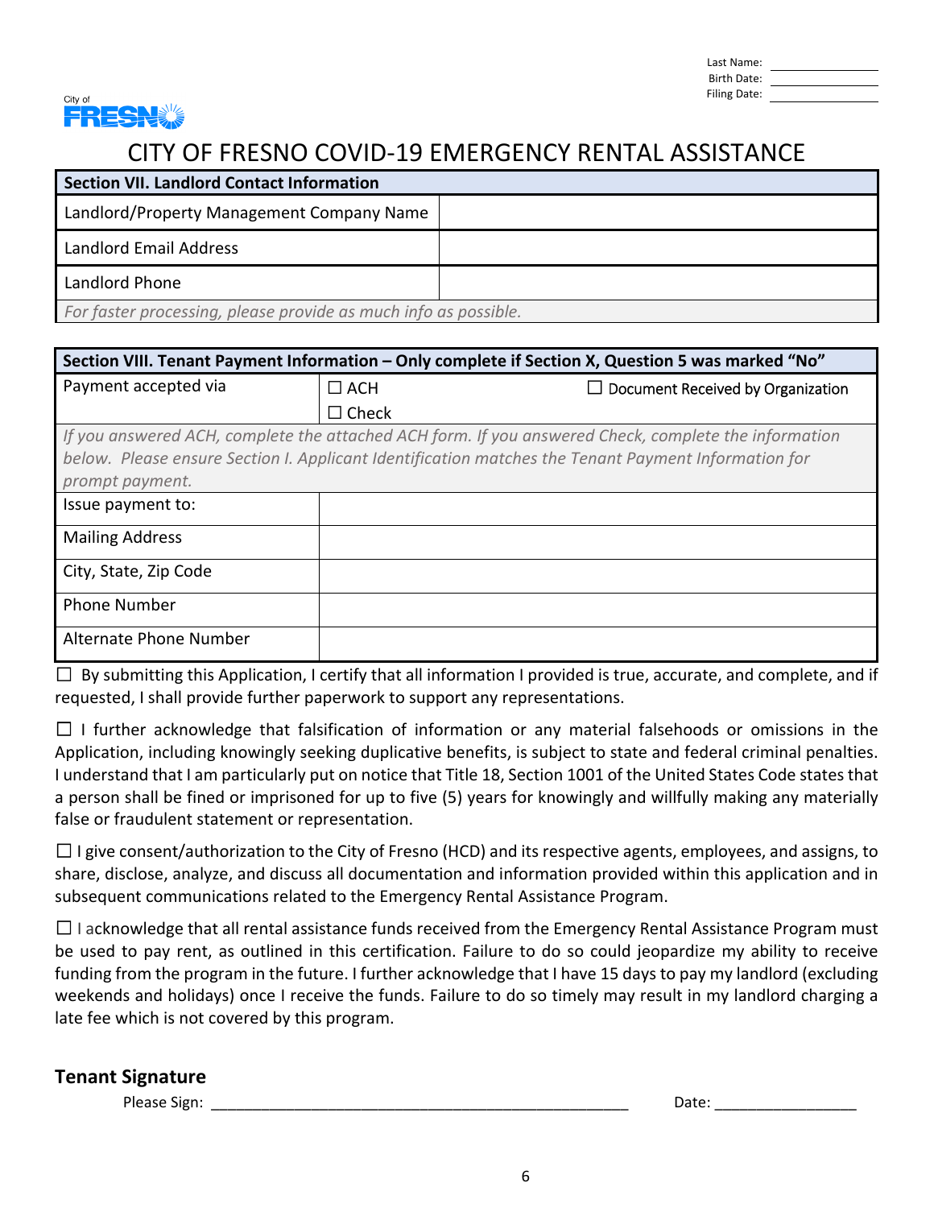| Last Name: | |
|---|---|
| Birth Date: | |
| Filing Date: | |

City of FRESNO

# CITY OF FRESNO COVID-19 EMERGENCY RENTAL ASSISTANCE

| Section VII. Landlord Contact Information | |
|---|---|
| Landlord/Property Management Company Name | |
| Landlord Email Address | |
| Landlord Phone | |
| *For faster processing, please provide as much info as possible.* | |

| Section VIII. Tenant Payment Information – Only complete if Section X, Question 5 was marked "No" | | |
|---|---|---|
| Payment accepted via | ☐ ACH<br>☐ Check | ☐ Document Received by Organization |
| *If you answered ACH, complete the attached ACH form. If you answered Check, complete the information below. Please ensure Section I. Applicant Identification matches the Tenant Payment Information for prompt payment.* | | |
| Issue payment to: | | |
| Mailing Address | | |
| City, State, Zip Code | | |
| Phone Number | | |
| Alternate Phone Number | | |

☐ By submitting this Application, I certify that all information I provided is true, accurate, and complete, and if requested, I shall provide further paperwork to support any representations.

☐ I further acknowledge that falsification of information or any material falsehoods or omissions in the Application, including knowingly seeking duplicative benefits, is subject to state and federal criminal penalties. I understand that I am particularly put on notice that Title 18, Section 1001 of the United States Code states that a person shall be fined or imprisoned for up to five (5) years for knowingly and willfully making any materially false or fraudulent statement or representation.

☐ I give consent/authorization to the City of Fresno (HCD) and its respective agents, employees, and assigns, to share, disclose, analyze, and discuss all documentation and information provided within this application and in subsequent communications related to the Emergency Rental Assistance Program.

☐ I acknowledge that all rental assistance funds received from the Emergency Rental Assistance Program must be used to pay rent, as outlined in this certification. Failure to do so could jeopardize my ability to receive funding from the program in the future. I further acknowledge that I have 15 days to pay my landlord (excluding weekends and holidays) once I receive the funds. Failure to do so timely may result in my landlord charging a late fee which is not covered by this program.

## Tenant Signature

Please Sign: ___________________________________________________ Date: _________________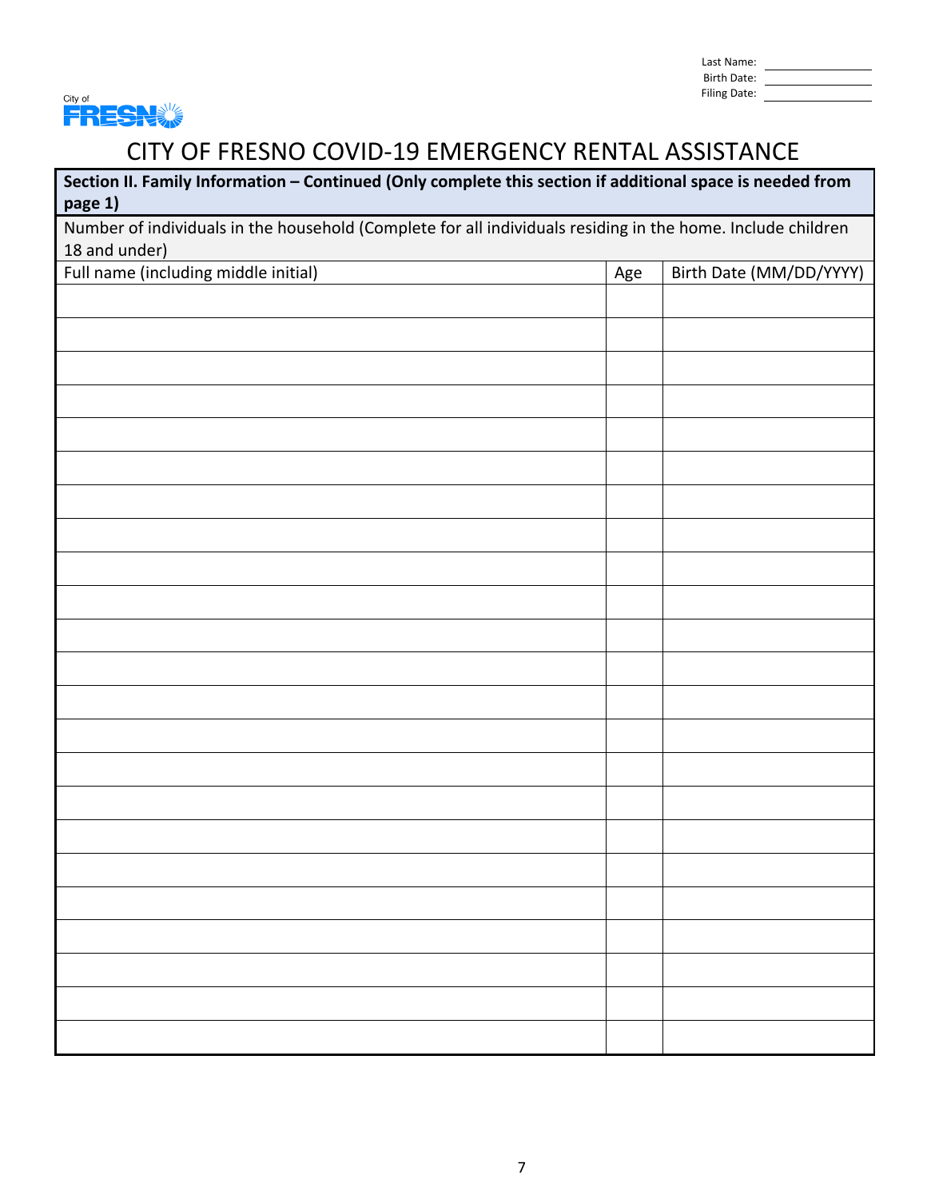Last Name: \_\_\_\_\_\_\_\_\_\_
Birth Date: \_\_\_\_\_\_\_\_\_\_
Filing Date: \_\_\_\_\_\_\_\_\_\_

City of FRESNO

# CITY OF FRESNO COVID-19 EMERGENCY RENTAL ASSISTANCE

**Section II. Family Information – Continued (Only complete this section if additional space is needed from page 1)**

Number of individuals in the household (Complete for all individuals residing in the home. Include children 18 and under)

| Full name (including middle initial) | Age | Birth Date (MM/DD/YYYY) |
|---|---|---|
| | | |
| | | |
| | | |
| | | |
| | | |
| | | |
| | | |
| | | |
| | | |
| | | |
| | | |
| | | |
| | | |
| | | |
| | | |
| | | |
| | | |
| | | |
| | | |
| | | |
| | | |
| | | |
| | | |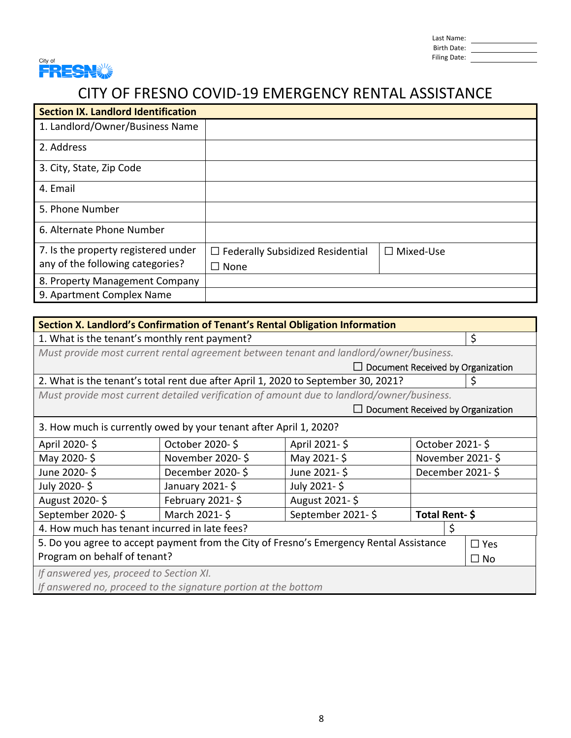Last Name: \_\_\_\_\_\_\_\_\_\_
Birth Date: \_\_\_\_\_\_\_\_\_\_
Filing Date: \_\_\_\_\_\_\_\_\_\_

City of FRESNO

# CITY OF FRESNO COVID-19 EMERGENCY RENTAL ASSISTANCE

| **Section IX. Landlord Identification** | | |
|---|---|---|
| 1. Landlord/Owner/Business Name | | |
| 2. Address | | |
| 3. City, State, Zip Code | | |
| 4. Email | | |
| 5. Phone Number | | |
| 6. Alternate Phone Number | | |
| 7. Is the property registered under any of the following categories? | ☐ Federally Subsidized Residential<br>☐ None | ☐ Mixed-Use |
| 8. Property Management Company | | |
| 9. Apartment Complex Name | | |

| **Section X. Landlord's Confirmation of Tenant's Rental Obligation Information** | | | |
|---|---|---|---|
| 1. What is the tenant's monthly rent payment? | | | $ |
| *Must provide most current rental agreement between tenant and landlord/owner/business.* ☐ Document Received by Organization | | | |
| 2. What is the tenant's total rent due after April 1, 2020 to September 30, 2021? | | | $ |
| *Must provide most current detailed verification of amount due to landlord/owner/business.* ☐ Document Received by Organization | | | |
| 3. How much is currently owed by your tenant after April 1, 2020? | | | |
| April 2020- $ | October 2020- $ | April 2021- $ | October 2021- $ |
| May 2020- $ | November 2020- $ | May 2021- $ | November 2021- $ |
| June 2020- $ | December 2020- $ | June 2021- $ | December 2021- $ |
| July 2020- $ | January 2021- $ | July 2021- $ | |
| August 2020- $ | February 2021- $ | August 2021- $ | |
| September 2020- $ | March 2021- $ | September 2021- $ | **Total Rent- $** |
| 4. How much has tenant incurred in late fees? | | | $ |
| 5. Do you agree to accept payment from the City of Fresno's Emergency Rental Assistance Program on behalf of tenant? | | | ☐ Yes<br>☐ No |
| *If answered yes, proceed to Section XI.*<br>*If answered no, proceed to the signature portion at the bottom* | | | |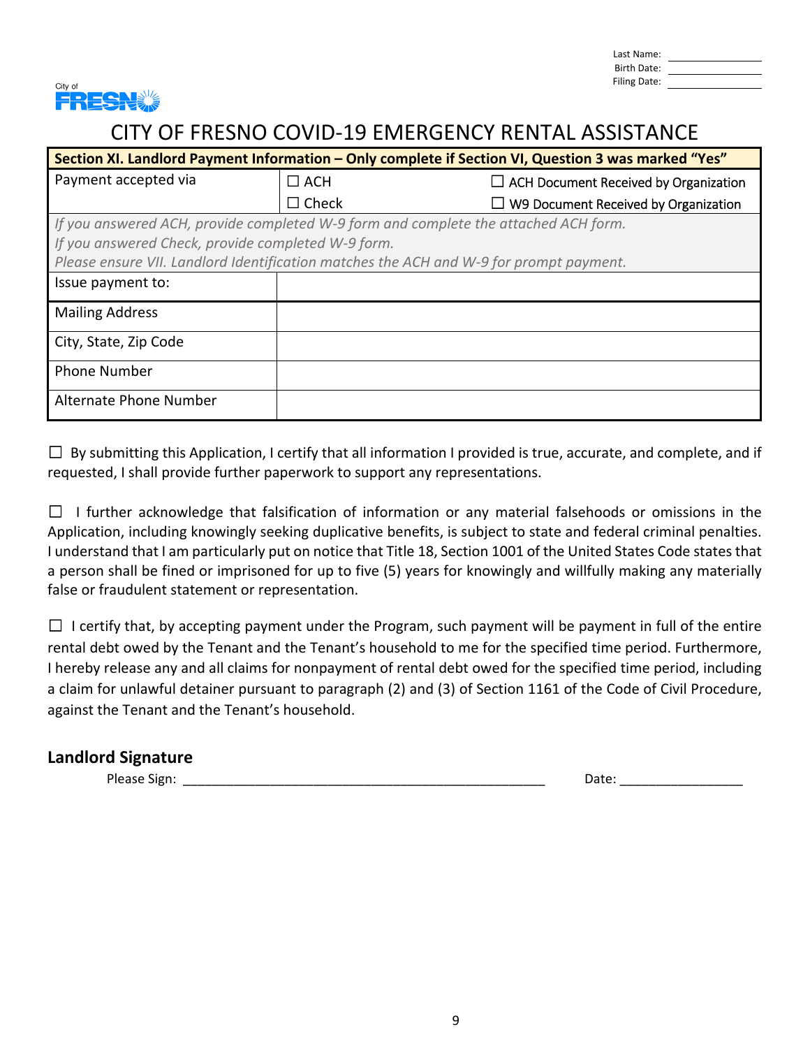Last Name: \_\_\_\_\_\_\_\_\_\_\_\_
Birth Date: \_\_\_\_\_\_\_\_\_\_\_\_
Filing Date: \_\_\_\_\_\_\_\_\_\_\_\_

City of FRESNO

# CITY OF FRESNO COVID-19 EMERGENCY RENTAL ASSISTANCE

| **Section XI. Landlord Payment Information – Only complete if Section VI, Question 3 was marked "Yes"** | | |
|---|---|---|
| Payment accepted via | ☐ ACH<br>☐ Check | ☐ ACH Document Received by Organization<br>☐ W9 Document Received by Organization |
| *If you answered ACH, provide completed W-9 form and complete the attached ACH form.*<br>*If you answered Check, provide completed W-9 form.*<br>*Please ensure VII. Landlord Identification matches the ACH and W-9 for prompt payment.* | | |
| Issue payment to: | | |
| Mailing Address | | |
| City, State, Zip Code | | |
| Phone Number | | |
| Alternate Phone Number | | |

☐ By submitting this Application, I certify that all information I provided is true, accurate, and complete, and if requested, I shall provide further paperwork to support any representations.

☐ I further acknowledge that falsification of information or any material falsehoods or omissions in the Application, including knowingly seeking duplicative benefits, is subject to state and federal criminal penalties. I understand that I am particularly put on notice that Title 18, Section 1001 of the United States Code states that a person shall be fined or imprisoned for up to five (5) years for knowingly and willfully making any materially false or fraudulent statement or representation.

☐ I certify that, by accepting payment under the Program, such payment will be payment in full of the entire rental debt owed by the Tenant and the Tenant's household to me for the specified time period. Furthermore, I hereby release any and all claims for nonpayment of rental debt owed for the specified time period, including a claim for unlawful detainer pursuant to paragraph (2) and (3) of Section 1161 of the Code of Civil Procedure, against the Tenant and the Tenant's household.

## Landlord Signature

Please Sign: \_\_\_\_\_\_\_\_\_\_\_\_\_\_\_\_\_\_\_\_\_\_\_\_\_\_\_\_\_\_\_\_\_\_\_\_\_\_\_\_\_\_\_\_\_\_\_\_ Date: \_\_\_\_\_\_\_\_\_\_\_\_\_\_\_\_\_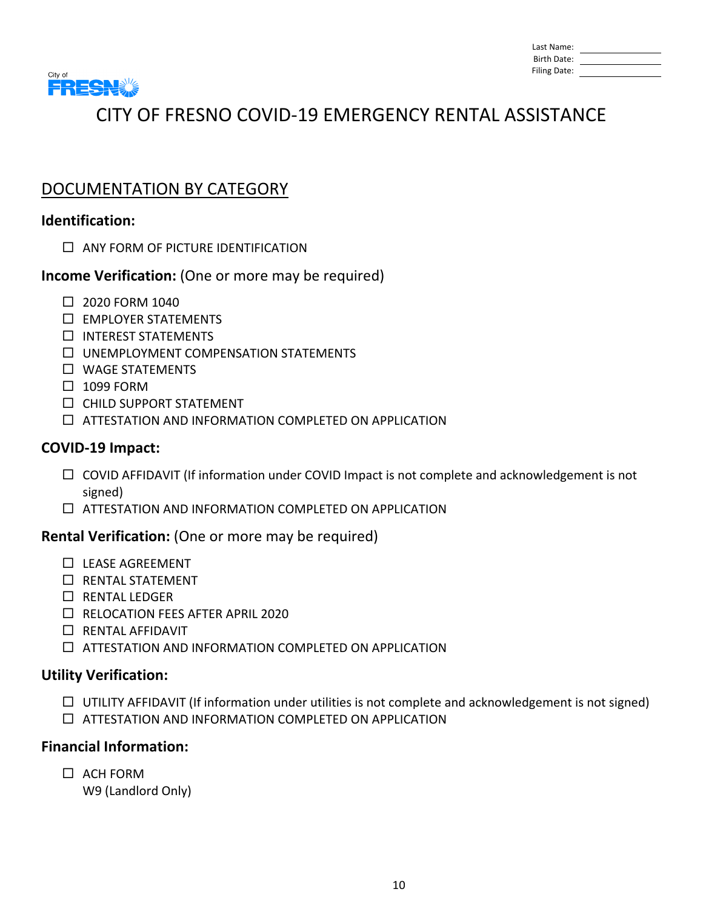Last Name: \_\_\_\_\_\_\_\_\_\_
Birth Date: \_\_\_\_\_\_\_\_\_\_
Filing Date: \_\_\_\_\_\_\_\_\_\_

City of FRESNO

# CITY OF FRESNO COVID-19 EMERGENCY RENTAL ASSISTANCE

## DOCUMENTATION BY CATEGORY

### Identification:

- ☐ ANY FORM OF PICTURE IDENTIFICATION

### Income Verification: (One or more may be required)

- ☐ 2020 FORM 1040
- ☐ EMPLOYER STATEMENTS
- ☐ INTEREST STATEMENTS
- ☐ UNEMPLOYMENT COMPENSATION STATEMENTS
- ☐ WAGE STATEMENTS
- ☐ 1099 FORM
- ☐ CHILD SUPPORT STATEMENT
- ☐ ATTESTATION AND INFORMATION COMPLETED ON APPLICATION

### COVID-19 Impact:

- ☐ COVID AFFIDAVIT (If information under COVID Impact is not complete and acknowledgement is not signed)
- ☐ ATTESTATION AND INFORMATION COMPLETED ON APPLICATION

### Rental Verification: (One or more may be required)

- ☐ LEASE AGREEMENT
- ☐ RENTAL STATEMENT
- ☐ RENTAL LEDGER
- ☐ RELOCATION FEES AFTER APRIL 2020
- ☐ RENTAL AFFIDAVIT
- ☐ ATTESTATION AND INFORMATION COMPLETED ON APPLICATION

### Utility Verification:

- ☐ UTILITY AFFIDAVIT (If information under utilities is not complete and acknowledgement is not signed)
- ☐ ATTESTATION AND INFORMATION COMPLETED ON APPLICATION

### Financial Information:

- ☐ ACH FORM
  W9 (Landlord Only)